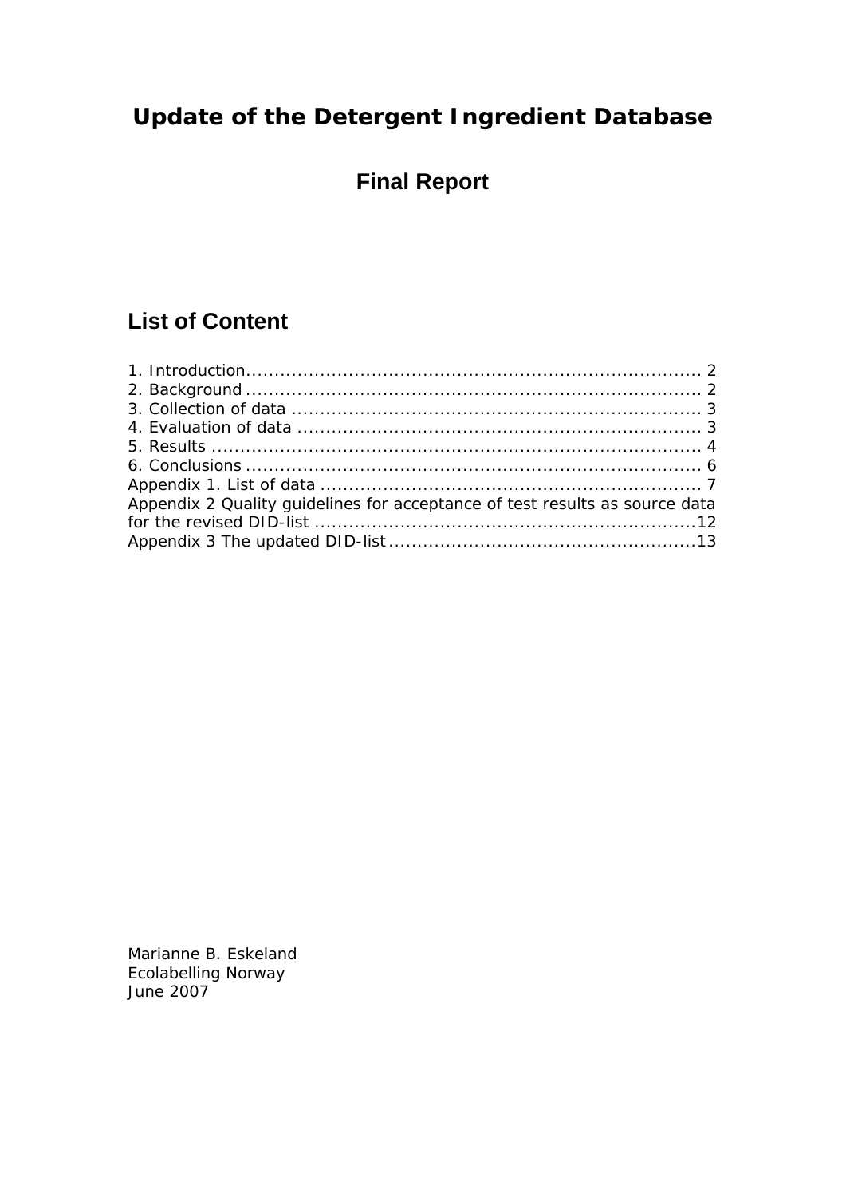# Update of the Detergent Ingredient Database

## Final Report

## List of Content

1. Introduction ........................................................................... 2
2. Background ........................................................................... 2
3. Collection of data ................................................................... 3
4. Evaluation of data ................................................................... 3
5. Results ................................................................................. 4
6. Conclusions ........................................................................... 6

Appendix 1. List of data .............................................................. 7
Appendix 2 Quality guidelines for acceptance of test results as source data for the revised DID-list ................................................................ 12
Appendix 3 The updated DID-list .................................................... 13

Marianne B. Eskeland
Ecolabelling Norway
June 2007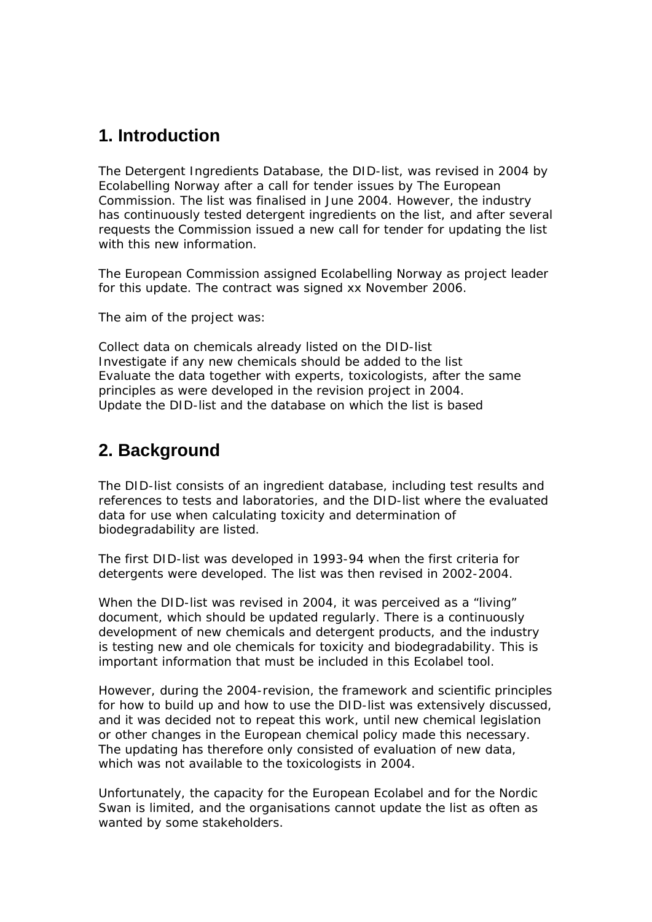## 1. Introduction

The Detergent Ingredients Database, the DID-list, was revised in 2004 by Ecolabelling Norway after a call for tender issues by The European Commission. The list was finalised in June 2004. However, the industry has continuously tested detergent ingredients on the list, and after several requests the Commission issued a new call for tender for updating the list with this new information.

The European Commission assigned Ecolabelling Norway as project leader for this update. The contract was signed xx November 2006.

The aim of the project was:

Collect data on chemicals already listed on the DID-list
Investigate if any new chemicals should be added to the list
Evaluate the data together with experts, toxicologists, after the same principles as were developed in the revision project in 2004.
Update the DID-list and the database on which the list is based

## 2. Background

The DID-list consists of an ingredient database, including test results and references to tests and laboratories, and the DID-list where the evaluated data for use when calculating toxicity and determination of biodegradability are listed.

The first DID-list was developed in 1993-94 when the first criteria for detergents were developed. The list was then revised in 2002-2004.

When the DID-list was revised in 2004, it was perceived as a "living" document, which should be updated regularly. There is a continuously development of new chemicals and detergent products, and the industry is testing new and ole chemicals for toxicity and biodegradability. This is important information that must be included in this Ecolabel tool.

However, during the 2004-revision, the framework and scientific principles for how to build up and how to use the DID-list was extensively discussed, and it was decided not to repeat this work, until new chemical legislation or other changes in the European chemical policy made this necessary. The updating has therefore only consisted of evaluation of new data, which was not available to the toxicologists in 2004.

Unfortunately, the capacity for the European Ecolabel and for the Nordic Swan is limited, and the organisations cannot update the list as often as wanted by some stakeholders.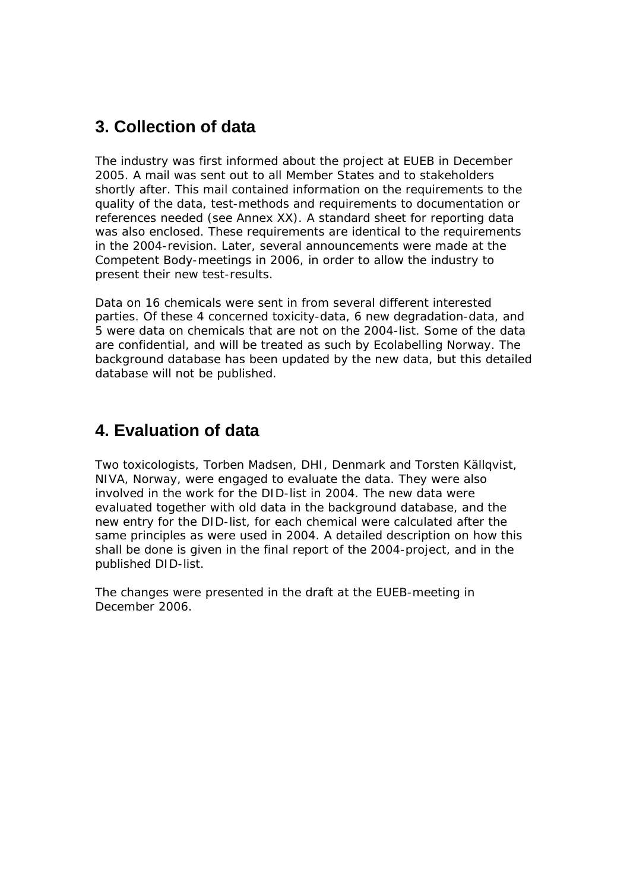## 3. Collection of data

The industry was first informed about the project at EUEB in December 2005. A mail was sent out to all Member States and to stakeholders shortly after. This mail contained information on the requirements to the quality of the data, test-methods and requirements to documentation or references needed (see Annex XX). A standard sheet for reporting data was also enclosed. These requirements are identical to the requirements in the 2004-revision. Later, several announcements were made at the Competent Body-meetings in 2006, in order to allow the industry to present their new test-results.

Data on 16 chemicals were sent in from several different interested parties. Of these 4 concerned toxicity-data, 6 new degradation-data, and 5 were data on chemicals that are not on the 2004-list. Some of the data are confidential, and will be treated as such by Ecolabelling Norway. The background database has been updated by the new data, but this detailed database will not be published.

## 4. Evaluation of data

Two toxicologists, Torben Madsen, DHI, Denmark and Torsten Källqvist, NIVA, Norway, were engaged to evaluate the data. They were also involved in the work for the DID-list in 2004. The new data were evaluated together with old data in the background database, and the new entry for the DID-list, for each chemical were calculated after the same principles as were used in 2004. A detailed description on how this shall be done is given in the final report of the 2004-project, and in the published DID-list.

The changes were presented in the draft at the EUEB-meeting in December 2006.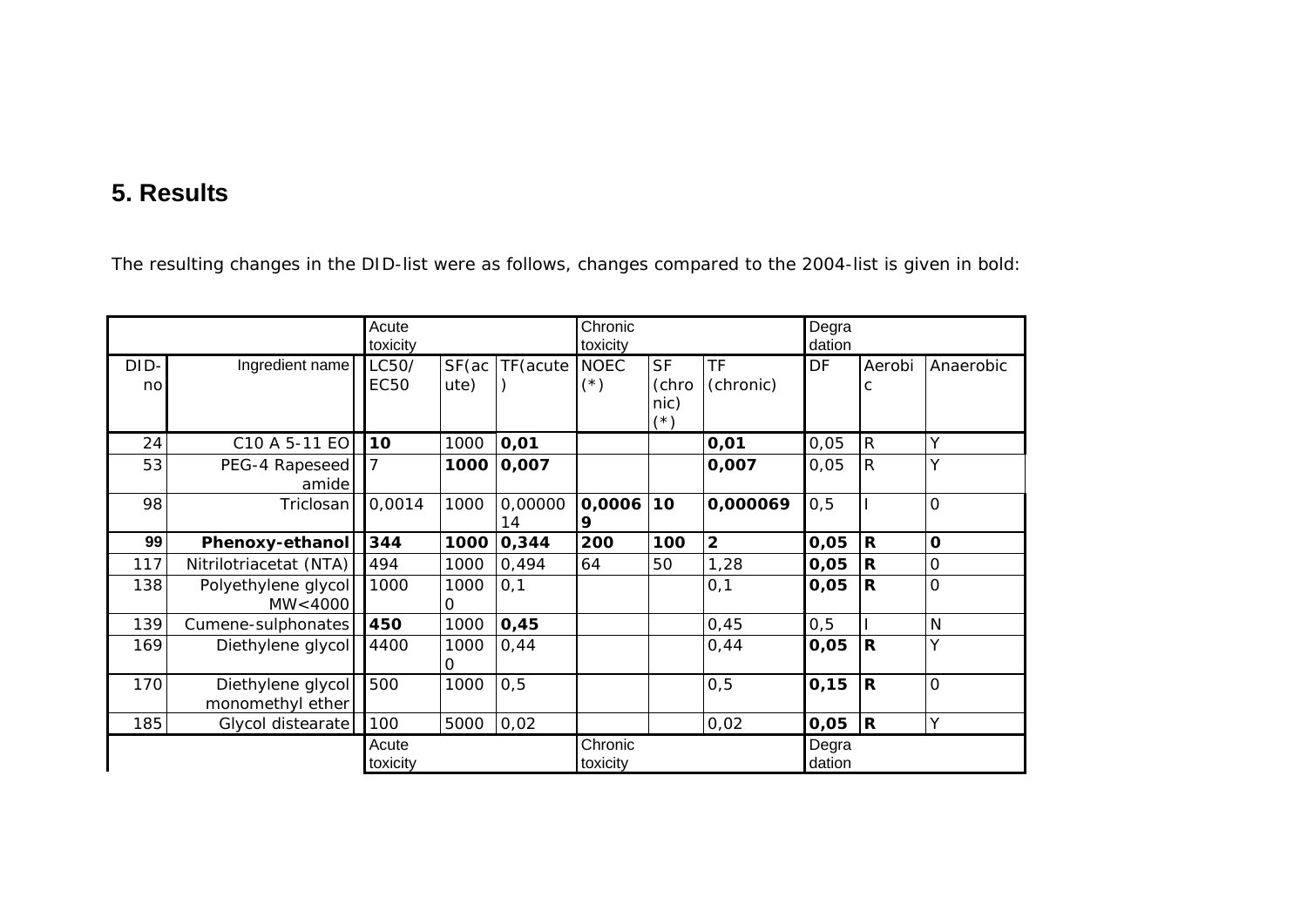## 5. Results

The resulting changes in the DID-list were as follows, changes compared to the 2004-list is given in bold:

| | | Acute toxicity | | | Chronic toxicity | | | Degra dation | | |
|---|---|---|---|---|---|---|---|---|---|---|
| DID-no | Ingredient name | LC50/ EC50 | SF(acute) | TF(acute) | NOEC (*) | SF (chronic) (*) | TF (chronic) | DF | Aerobic | Anaerobic |
| 24 | C10 A 5-11 EO | **10** | 1000 | **0,01** | | | **0,01** | 0,05 | R | Y |
| 53 | PEG-4 Rapeseed amide | 7 | **1000** | **0,007** | | | **0,007** | 0,05 | R | Y |
| 98 | Triclosan | 0,0014 | 1000 | 0,0000014 | **0,00069** | **10** | **0,000069** | 0,5 | I | O |
| 99 | **Phenoxy-ethanol** | **344** | **1000** | **0,344** | **200** | **100** | **2** | **0,05** | **R** | **O** |
| 117 | Nitrilotriacetat (NTA) | 494 | 1000 | 0,494 | 64 | 50 | 1,28 | **0,05** | **R** | O |
| 138 | Polyethylene glycol MW<4000 | 1000 | 10000 | 0,1 | | | 0,1 | **0,05** | **R** | O |
| 139 | Cumene-sulphonates | **450** | 1000 | **0,45** | | | 0,45 | 0,5 | I | N |
| 169 | Diethylene glycol | 4400 | 10000 | 0,44 | | | 0,44 | **0,05** | **R** | Y |
| 170 | Diethylene glycol monomethyl ether | 500 | 1000 | 0,5 | | | 0,5 | **0,15** | **R** | O |
| 185 | Glycol distearate | 100 | 5000 | 0,02 | | | 0,02 | **0,05** | **R** | Y |
| | | Acute toxicity | | | Chronic toxicity | | | Degra dation | | |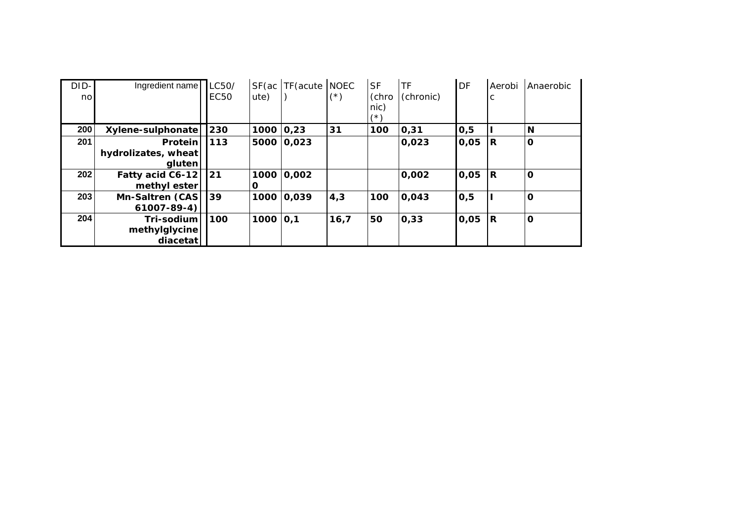| DID-no | Ingredient name | LC50/ EC50 | SF(acute) | TF(acute) | NOEC (*) | SF (chronic) (*) | TF (chronic) | DF | Aerobic | Anaerobic |
|---|---|---|---|---|---|---|---|---|---|---|
| 200 | **Xylene-sulphonate** | **230** | **1000** | **0,23** | **31** | **100** | **0,31** | **0,5** | **I** | **N** |
| 201 | **Protein hydrolizates, wheat gluten** | **113** | **5000** | **0,023** | | | **0,023** | **0,05** | **R** | **O** |
| 202 | **Fatty acid C6-12 methyl ester** | **21** | **10000** | **0,002** | | | **0,002** | **0,05** | **R** | **O** |
| 203 | **Mn-Saltren (CAS 61007-89-4)** | **39** | **1000** | **0,039** | **4,3** | **100** | **0,043** | **0,5** | **I** | **O** |
| 204 | **Tri-sodium methylglycine diacetat** | **100** | **1000** | **0,1** | **16,7** | **50** | **0,33** | **0,05** | **R** | **O** |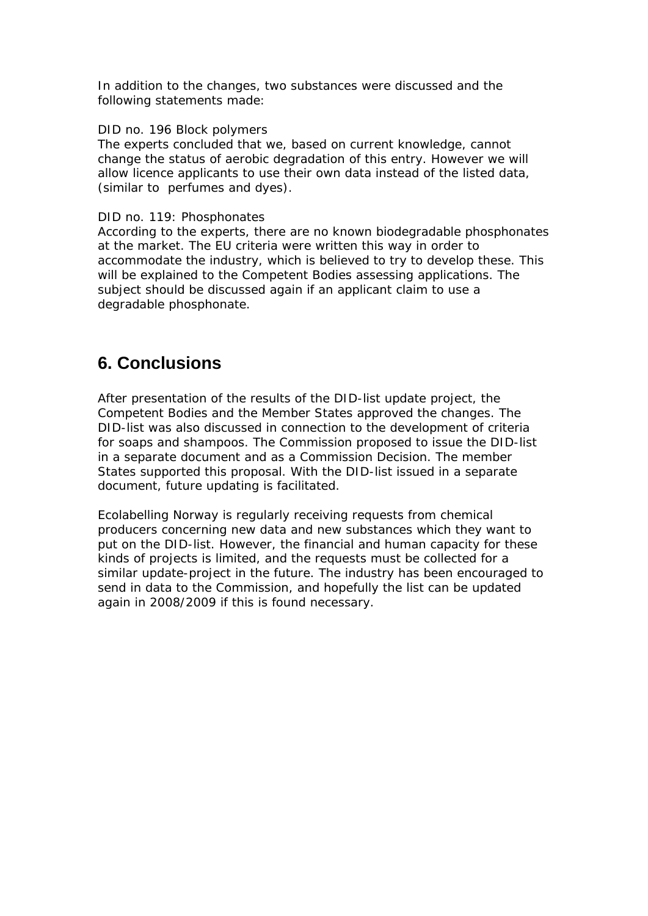In addition to the changes, two substances were discussed and the following statements made:

DID no. 196 Block polymers
The experts concluded that we, based on current knowledge, cannot change the status of aerobic degradation of this entry. However we will allow licence applicants to use their own data instead of the listed data, (similar to perfumes and dyes).

DID no. 119: Phosphonates
According to the experts, there are no known biodegradable phosphonates at the market. The EU criteria were written this way in order to accommodate the industry, which is believed to try to develop these. This will be explained to the Competent Bodies assessing applications. The subject should be discussed again if an applicant claim to use a degradable phosphonate.

# 6. Conclusions

After presentation of the results of the DID-list update project, the Competent Bodies and the Member States approved the changes. The DID-list was also discussed in connection to the development of criteria for soaps and shampoos. The Commission proposed to issue the DID-list in a separate document and as a Commission Decision. The member States supported this proposal. With the DID-list issued in a separate document, future updating is facilitated.

Ecolabelling Norway is regularly receiving requests from chemical producers concerning new data and new substances which they want to put on the DID-list. However, the financial and human capacity for these kinds of projects is limited, and the requests must be collected for a similar update-project in the future. The industry has been encouraged to send in data to the Commission, and hopefully the list can be updated again in 2008/2009 if this is found necessary.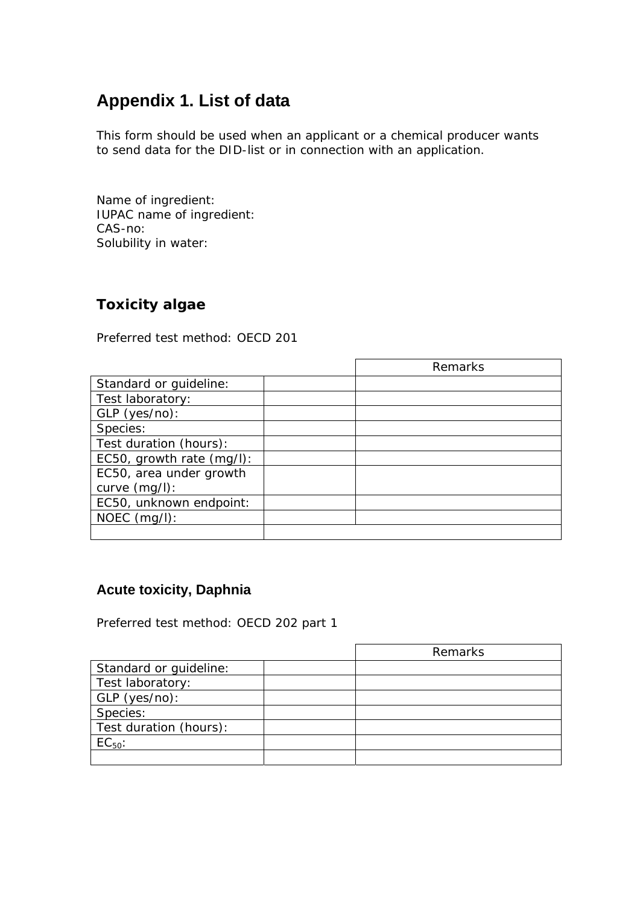# Appendix 1. List of data

This form should be used when an applicant or a chemical producer wants to send data for the DID-list or in connection with an application.

Name of ingredient:
IUPAC name of ingredient:
CAS-no:
Solubility in water:

## Toxicity algae

Preferred test method: OECD 201

| | | Remarks |
|---|---|---|
| Standard or guideline: | | |
| Test laboratory: | | |
| GLP (yes/no): | | |
| Species: | | |
| Test duration (hours): | | |
| EC50, growth rate (mg/l): | | |
| EC50, area under growth curve (mg/l): | | |
| EC50, unknown endpoint: | | |
| NOEC (mg/l): | | |
| | | |

## Acute toxicity, Daphnia

Preferred test method: OECD 202 part 1

| | | Remarks |
|---|---|---|
| Standard or guideline: | | |
| Test laboratory: | | |
| GLP (yes/no): | | |
| Species: | | |
| Test duration (hours): | | |
| $EC_{50}$: | | |
| | | |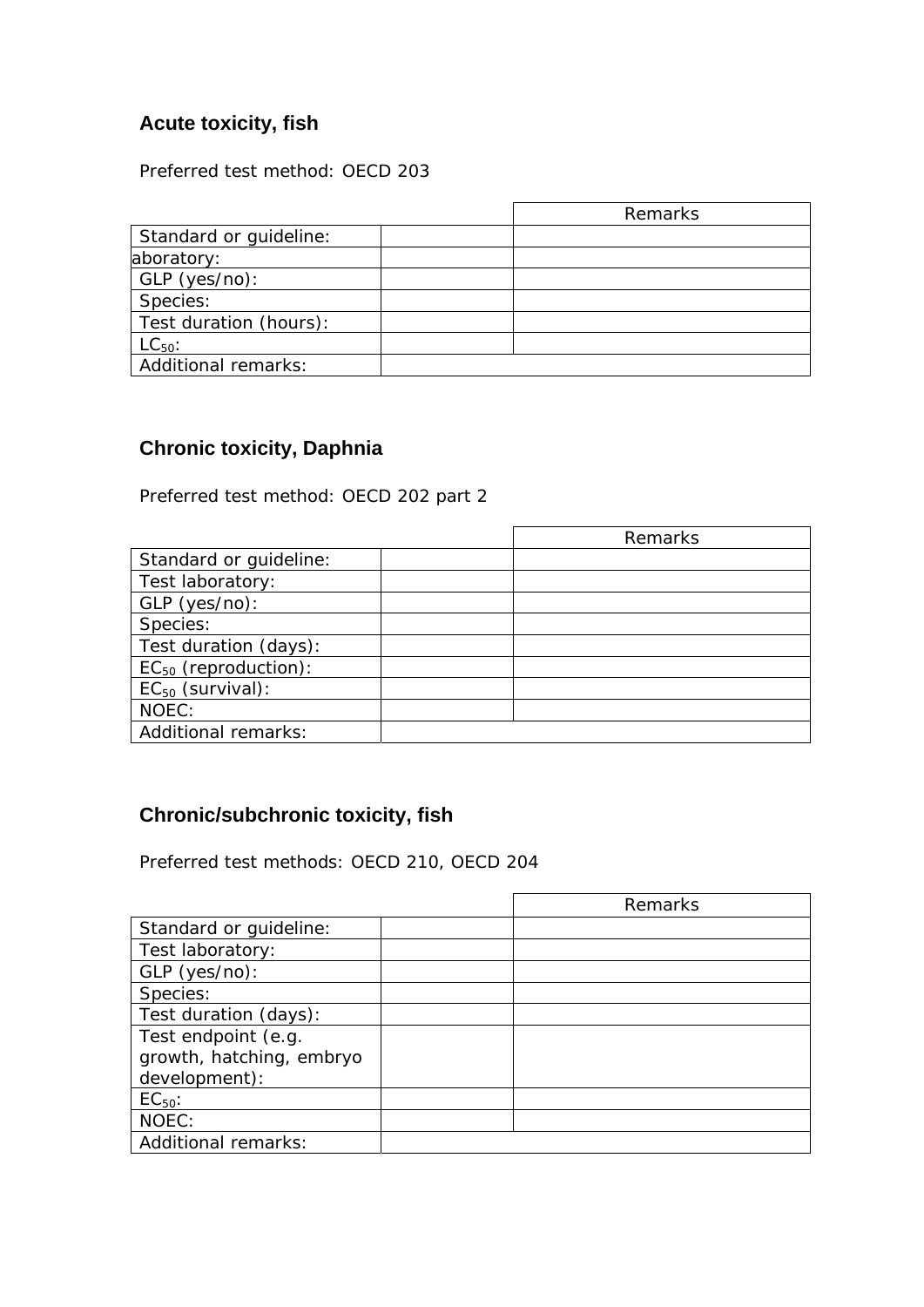### Acute toxicity, fish

Preferred test method: OECD 203

| | | Remarks |
|---|---|---|
| Standard or guideline: | | |
| aboratory: | | |
| GLP (yes/no): | | |
| Species: | | |
| Test duration (hours): | | |
| $LC_{50}$: | | |
| Additional remarks: | | |

### Chronic toxicity, Daphnia

Preferred test method: OECD 202 part 2

| | | Remarks |
|---|---|---|
| Standard or guideline: | | |
| Test laboratory: | | |
| GLP (yes/no): | | |
| Species: | | |
| Test duration (days): | | |
| $EC_{50}$ (reproduction): | | |
| $EC_{50}$ (survival): | | |
| NOEC: | | |
| Additional remarks: | | |

### Chronic/subchronic toxicity, fish

Preferred test methods: OECD 210, OECD 204

| | | Remarks |
|---|---|---|
| Standard or guideline: | | |
| Test laboratory: | | |
| GLP (yes/no): | | |
| Species: | | |
| Test duration (days): | | |
| Test endpoint (e.g. growth, hatching, embryo development): | | |
| $EC_{50}$: | | |
| NOEC: | | |
| Additional remarks: | | |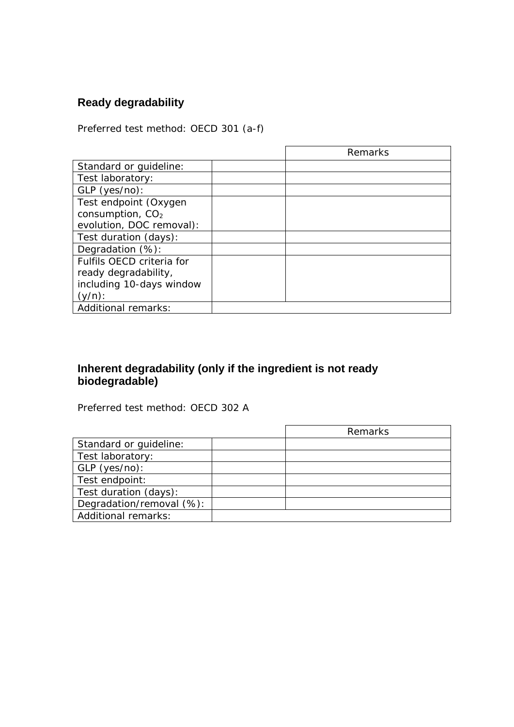## Ready degradability

Preferred test method: OECD 301 (a-f)

| | | Remarks |
|---|---|---|
| Standard or guideline: | | |
| Test laboratory: | | |
| GLP (yes/no): | | |
| Test endpoint (Oxygen consumption, $CO_2$ evolution, DOC removal): | | |
| Test duration (days): | | |
| Degradation (%): | | |
| Fulfils OECD criteria for ready degradability, including 10-days window (y/n): | | |
| Additional remarks: | | |

## Inherent degradability (only if the ingredient is not ready biodegradable)

Preferred test method: OECD 302 A

| | | Remarks |
|---|---|---|
| Standard or guideline: | | |
| Test laboratory: | | |
| GLP (yes/no): | | |
| Test endpoint: | | |
| Test duration (days): | | |
| Degradation/removal (%): | | |
| Additional remarks: | | |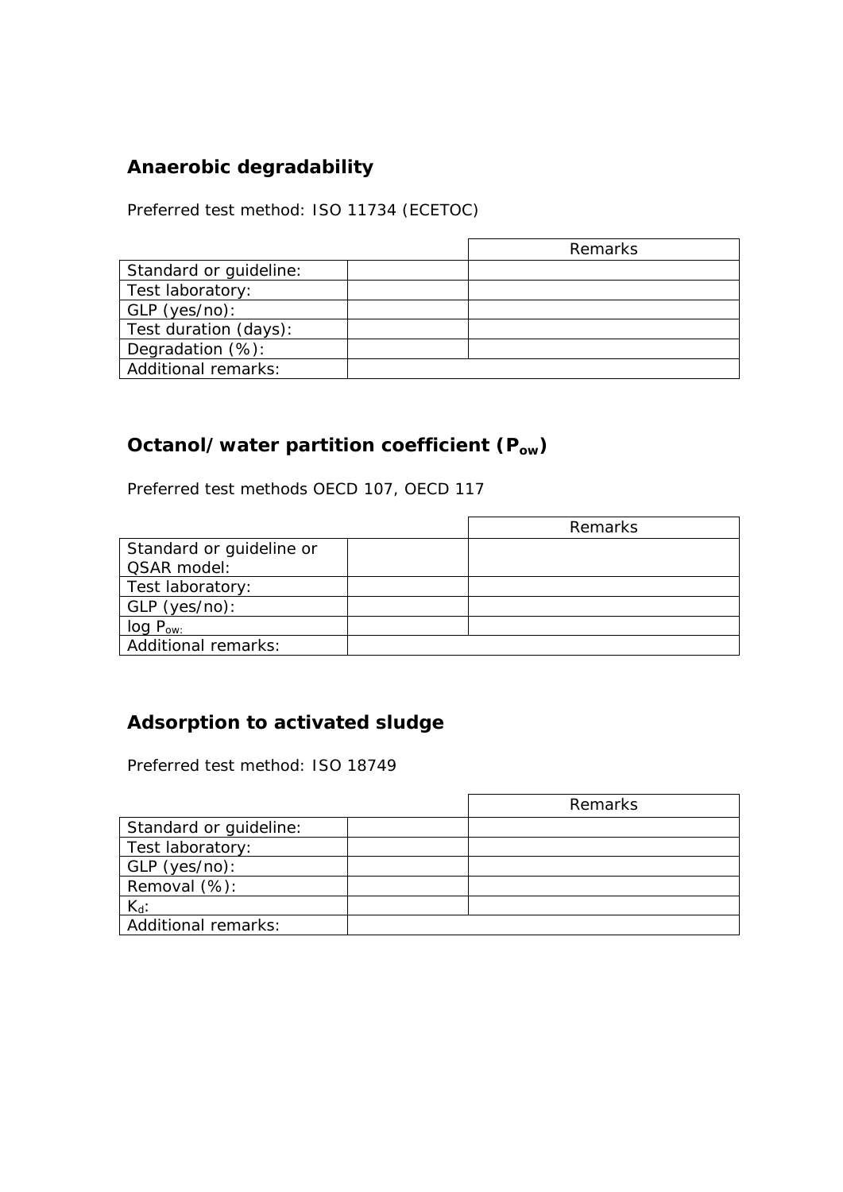## Anaerobic degradability

Preferred test method: ISO 11734 (ECETOC)

| | | Remarks |
|---|---|---|
| Standard or guideline: | | |
| Test laboratory: | | |
| GLP (yes/no): | | |
| Test duration (days): | | |
| Degradation (%): | | |
| Additional remarks: | | |

## Octanol/water partition coefficient ($P_{ow}$)

Preferred test methods OECD 107, OECD 117

| | | Remarks |
|---|---|---|
| Standard or guideline or QSAR model: | | |
| Test laboratory: | | |
| GLP (yes/no): | | |
| log $P_{ow:}$ | | |
| Additional remarks: | | |

## Adsorption to activated sludge

Preferred test method: ISO 18749

| | | Remarks |
|---|---|---|
| Standard or guideline: | | |
| Test laboratory: | | |
| GLP (yes/no): | | |
| Removal (%): | | |
| $K_d$: | | |
| Additional remarks: | | |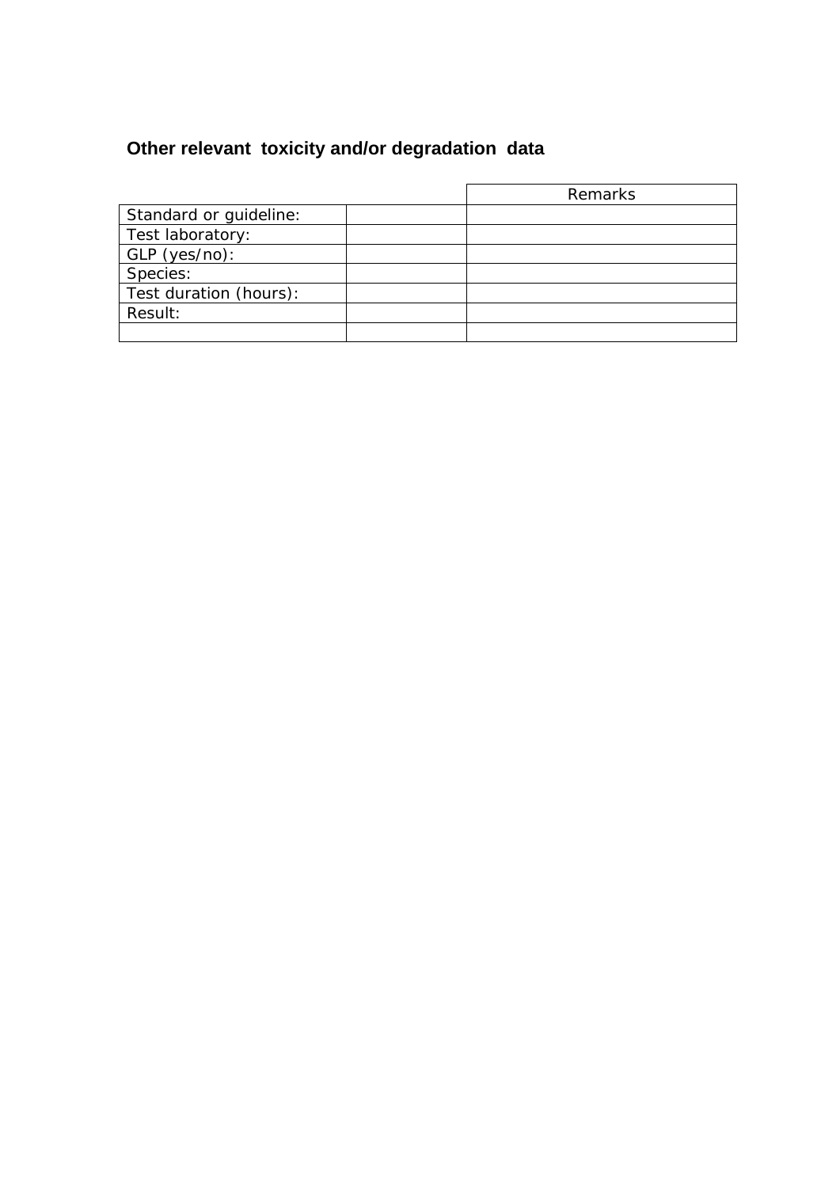### Other relevant toxicity and/or degradation data

| | | Remarks |
|---|---|---|
| Standard or guideline: | | |
| Test laboratory: | | |
| GLP (yes/no): | | |
| Species: | | |
| Test duration (hours): | | |
| Result: | | |
| | | |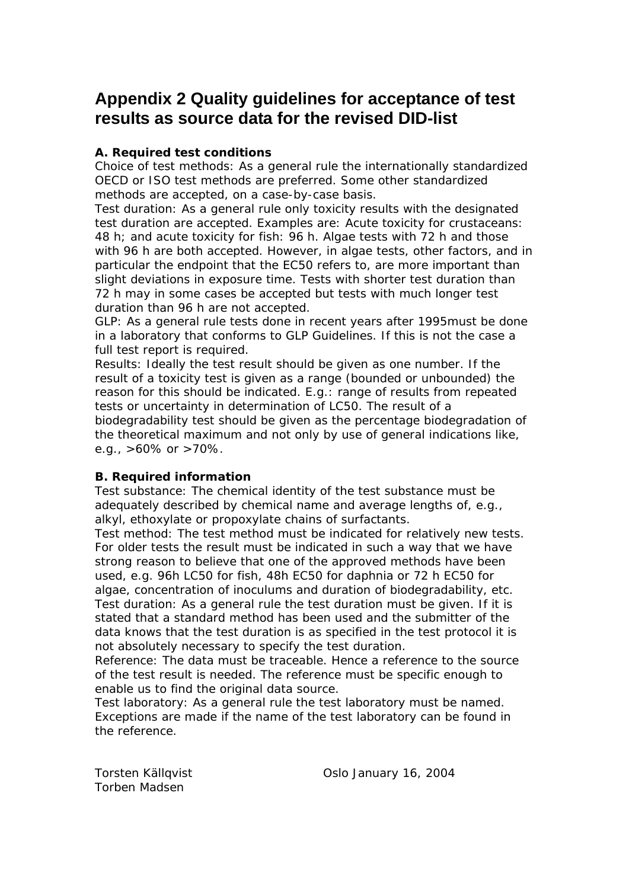# Appendix 2 Quality guidelines for acceptance of test results as source data for the revised DID-list

**A. Required test conditions**

Choice of test methods: As a general rule the internationally standardized OECD or ISO test methods are preferred. Some other standardized methods are accepted, on a case-by-case basis.

Test duration: As a general rule only toxicity results with the designated test duration are accepted. Examples are: Acute toxicity for crustaceans: 48 h; and acute toxicity for fish: 96 h. Algae tests with 72 h and those with 96 h are both accepted. However, in algae tests, other factors, and in particular the endpoint that the EC50 refers to, are more important than slight deviations in exposure time. Tests with shorter test duration than 72 h may in some cases be accepted but tests with much longer test duration than 96 h are not accepted.

GLP: As a general rule tests done in recent years after 1995must be done in a laboratory that conforms to GLP Guidelines. If this is not the case a full test report is required.

Results: Ideally the test result should be given as one number. If the result of a toxicity test is given as a range (bounded or unbounded) the reason for this should be indicated. E.g.: range of results from repeated tests or uncertainty in determination of LC50. The result of a biodegradability test should be given as the percentage biodegradation of the theoretical maximum and not only by use of general indications like, e.g., >60% or >70%.

**B. Required information**

Test substance: The chemical identity of the test substance must be adequately described by chemical name and average lengths of, e.g., alkyl, ethoxylate or propoxylate chains of surfactants.

Test method: The test method must be indicated for relatively new tests. For older tests the result must be indicated in such a way that we have strong reason to believe that one of the approved methods have been used, e.g. 96h LC50 for fish, 48h EC50 for daphnia or 72 h EC50 for algae, concentration of inoculums and duration of biodegradability, etc.

Test duration: As a general rule the test duration must be given. If it is stated that a standard method has been used and the submitter of the data knows that the test duration is as specified in the test protocol it is not absolutely necessary to specify the test duration.

Reference: The data must be traceable. Hence a reference to the source of the test result is needed. The reference must be specific enough to enable us to find the original data source.

Test laboratory: As a general rule the test laboratory must be named. Exceptions are made if the name of the test laboratory can be found in the reference.

Torsten Källqvist
Torben Madsen

Oslo January 16, 2004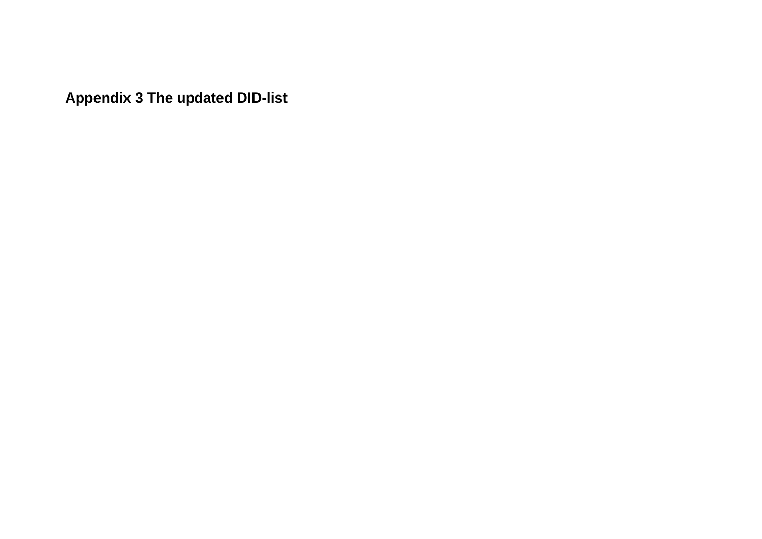## Appendix 3 The updated DID-list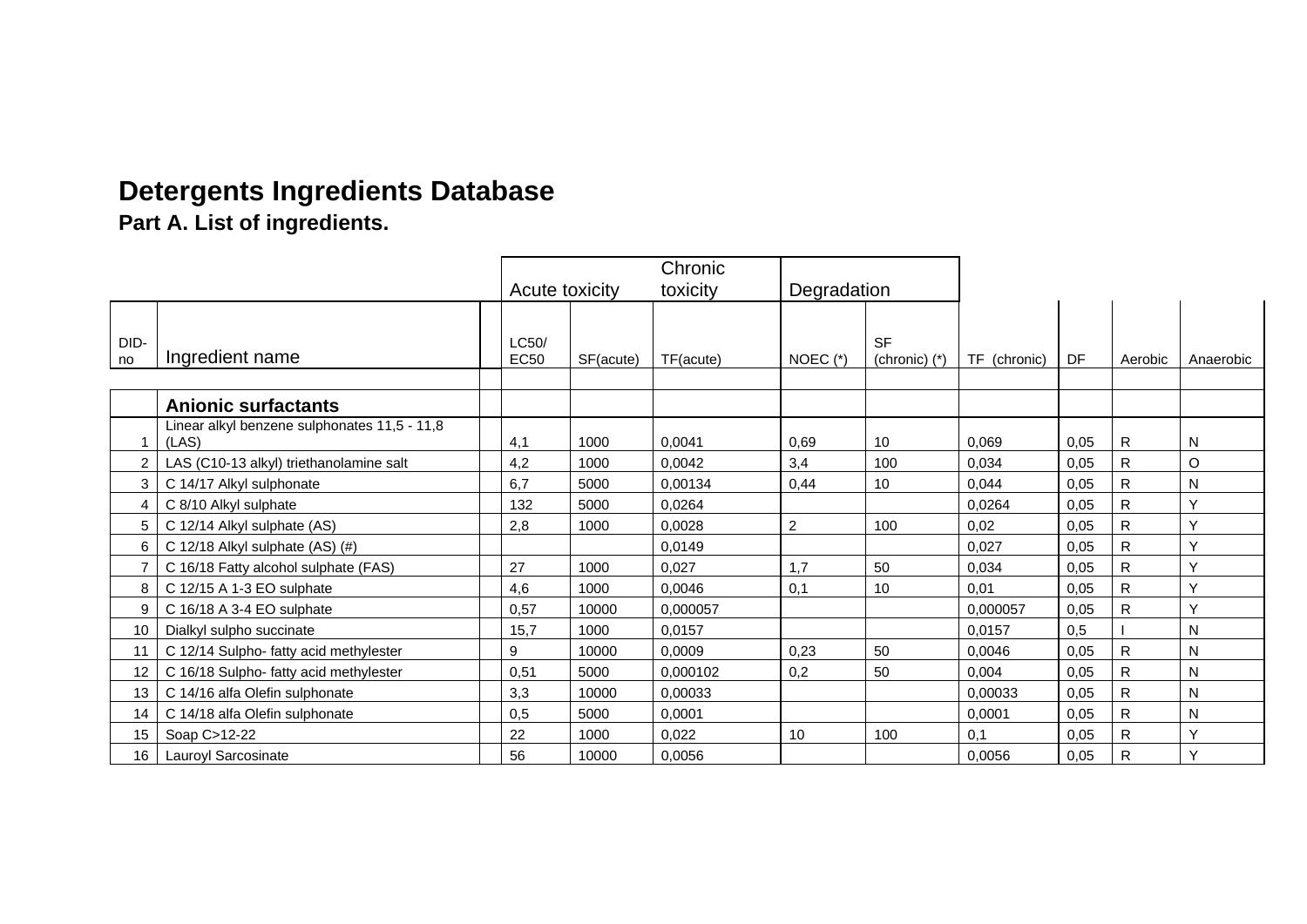# Detergents Ingredients Database

## Part A. List of ingredients.

| | | Acute toxicity | | Chronic toxicity | Degradation | | | | | |
|---|---|---|---|---|---|---|---|---|---|---|
| DID-no | Ingredient name | LC50/ EC50 | SF(acute) | TF(acute) | NOEC (*) | SF (chronic) (*) | TF (chronic) | DF | Aerobic | Anaerobic |
| | | | | | | | | | | |
| | **Anionic surfactants** | | | | | | | | | |
| 1 | Linear alkyl benzene sulphonates 11,5 - 11,8 (LAS) | 4,1 | 1000 | 0,0041 | 0,69 | 10 | 0,069 | 0,05 | R | N |
| 2 | LAS (C10-13 alkyl) triethanolamine salt | 4,2 | 1000 | 0,0042 | 3,4 | 100 | 0,034 | 0,05 | R | O |
| 3 | C 14/17 Alkyl sulphonate | 6,7 | 5000 | 0,00134 | 0,44 | 10 | 0,044 | 0,05 | R | N |
| 4 | C 8/10 Alkyl sulphate | 132 | 5000 | 0,0264 | | | 0,0264 | 0,05 | R | Y |
| 5 | C 12/14 Alkyl sulphate (AS) | 2,8 | 1000 | 0,0028 | 2 | 100 | 0,02 | 0,05 | R | Y |
| 6 | C 12/18 Alkyl sulphate (AS) (#) | | | 0,0149 | | | 0,027 | 0,05 | R | Y |
| 7 | C 16/18 Fatty alcohol sulphate (FAS) | 27 | 1000 | 0,027 | 1,7 | 50 | 0,034 | 0,05 | R | Y |
| 8 | C 12/15 A 1-3 EO sulphate | 4,6 | 1000 | 0,0046 | 0,1 | 10 | 0,01 | 0,05 | R | Y |
| 9 | C 16/18 A 3-4 EO sulphate | 0,57 | 10000 | 0,000057 | | | 0,000057 | 0,05 | R | Y |
| 10 | Dialkyl sulpho succinate | 15,7 | 1000 | 0,0157 | | | 0,0157 | 0,5 | I | N |
| 11 | C 12/14 Sulpho- fatty acid methylester | 9 | 10000 | 0,0009 | 0,23 | 50 | 0,0046 | 0,05 | R | N |
| 12 | C 16/18 Sulpho- fatty acid methylester | 0,51 | 5000 | 0,000102 | 0,2 | 50 | 0,004 | 0,05 | R | N |
| 13 | C 14/16 alfa Olefin sulphonate | 3,3 | 10000 | 0,00033 | | | 0,00033 | 0,05 | R | N |
| 14 | C 14/18 alfa Olefin sulphonate | 0,5 | 5000 | 0,0001 | | | 0,0001 | 0,05 | R | N |
| 15 | Soap C>12-22 | 22 | 1000 | 0,022 | 10 | 100 | 0,1 | 0,05 | R | Y |
| 16 | Lauroyl Sarcosinate | 56 | 10000 | 0,0056 | | | 0,0056 | 0,05 | R | Y |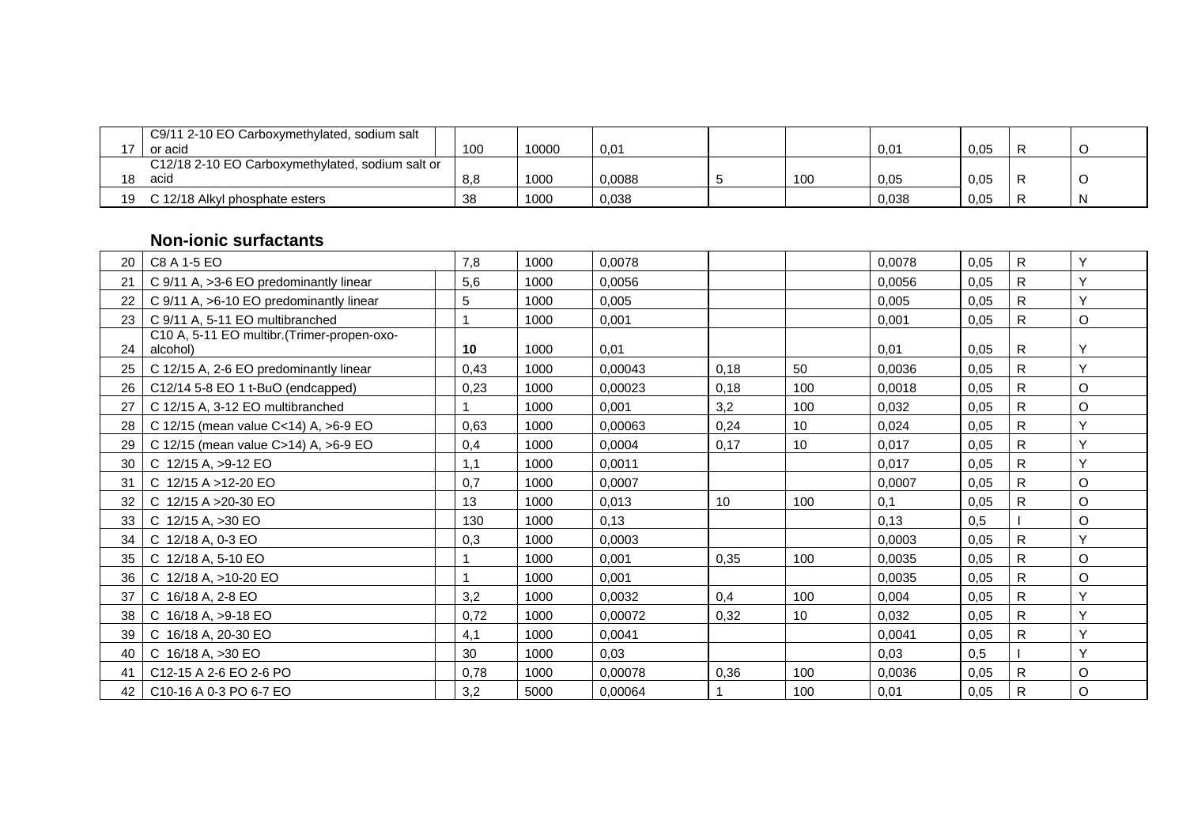| | | | | | | | | | | |
|---|---|---|---|---|---|---|---|---|---|---|
| 17 | C9/11 2-10 EO Carboxymethylated, sodium salt or acid | 100 | 10000 | 0,01 | | | 0,01 | 0,05 | R | O |
| 18 | C12/18 2-10 EO Carboxymethylated, sodium salt or acid | 8,8 | 1000 | 0,0088 | 5 | 100 | 0,05 | 0,05 | R | O |
| 19 | C 12/18 Alkyl phosphate esters | 38 | 1000 | 0,038 | | | 0,038 | 0,05 | R | N |

**Non-ionic surfactants**

| | | | | | | | | | | |
|---|---|---|---|---|---|---|---|---|---|---|
| 20 | C8 A 1-5 EO | 7,8 | 1000 | 0,0078 | | | 0,0078 | 0,05 | R | Y |
| 21 | C 9/11 A, >3-6 EO predominantly linear | 5,6 | 1000 | 0,0056 | | | 0,0056 | 0,05 | R | Y |
| 22 | C 9/11 A, >6-10 EO predominantly linear | 5 | 1000 | 0,005 | | | 0,005 | 0,05 | R | Y |
| 23 | C 9/11 A, 5-11 EO multibranched | 1 | 1000 | 0,001 | | | 0,001 | 0,05 | R | O |
| 24 | C10 A, 5-11 EO multibr.(Trimer-propen-oxo-alcohol) | **10** | 1000 | 0,01 | | | 0,01 | 0,05 | R | Y |
| 25 | C 12/15 A, 2-6 EO predominantly linear | 0,43 | 1000 | 0,00043 | 0,18 | 50 | 0,0036 | 0,05 | R | Y |
| 26 | C12/14 5-8 EO 1 t-BuO (endcapped) | 0,23 | 1000 | 0,00023 | 0,18 | 100 | 0,0018 | 0,05 | R | O |
| 27 | C 12/15 A, 3-12 EO multibranched | 1 | 1000 | 0,001 | 3,2 | 100 | 0,032 | 0,05 | R | O |
| 28 | C 12/15 (mean value C<14) A, >6-9 EO | 0,63 | 1000 | 0,00063 | 0,24 | 10 | 0,024 | 0,05 | R | Y |
| 29 | C 12/15 (mean value C>14) A, >6-9 EO | 0,4 | 1000 | 0,0004 | 0,17 | 10 | 0,017 | 0,05 | R | Y |
| 30 | C 12/15 A, >9-12 EO | 1,1 | 1000 | 0,0011 | | | 0,017 | 0,05 | R | Y |
| 31 | C 12/15 A >12-20 EO | 0,7 | 1000 | 0,0007 | | | 0,0007 | 0,05 | R | O |
| 32 | C 12/15 A >20-30 EO | 13 | 1000 | 0,013 | 10 | 100 | 0,1 | 0,05 | R | O |
| 33 | C 12/15 A, >30 EO | 130 | 1000 | 0,13 | | | 0,13 | 0,5 | I | O |
| 34 | C 12/18 A, 0-3 EO | 0,3 | 1000 | 0,0003 | | | 0,0003 | 0,05 | R | Y |
| 35 | C 12/18 A, 5-10 EO | 1 | 1000 | 0,001 | 0,35 | 100 | 0,0035 | 0,05 | R | O |
| 36 | C 12/18 A, >10-20 EO | 1 | 1000 | 0,001 | | | 0,0035 | 0,05 | R | O |
| 37 | C 16/18 A, 2-8 EO | 3,2 | 1000 | 0,0032 | 0,4 | 100 | 0,004 | 0,05 | R | Y |
| 38 | C 16/18 A, >9-18 EO | 0,72 | 1000 | 0,00072 | 0,32 | 10 | 0,032 | 0,05 | R | Y |
| 39 | C 16/18 A, 20-30 EO | 4,1 | 1000 | 0,0041 | | | 0,0041 | 0,05 | R | Y |
| 40 | C 16/18 A, >30 EO | 30 | 1000 | 0,03 | | | 0,03 | 0,5 | I | Y |
| 41 | C12-15 A 2-6 EO 2-6 PO | 0,78 | 1000 | 0,00078 | 0,36 | 100 | 0,0036 | 0,05 | R | O |
| 42 | C10-16 A 0-3 PO 6-7 EO | 3,2 | 5000 | 0,00064 | 1 | 100 | 0,01 | 0,05 | R | O |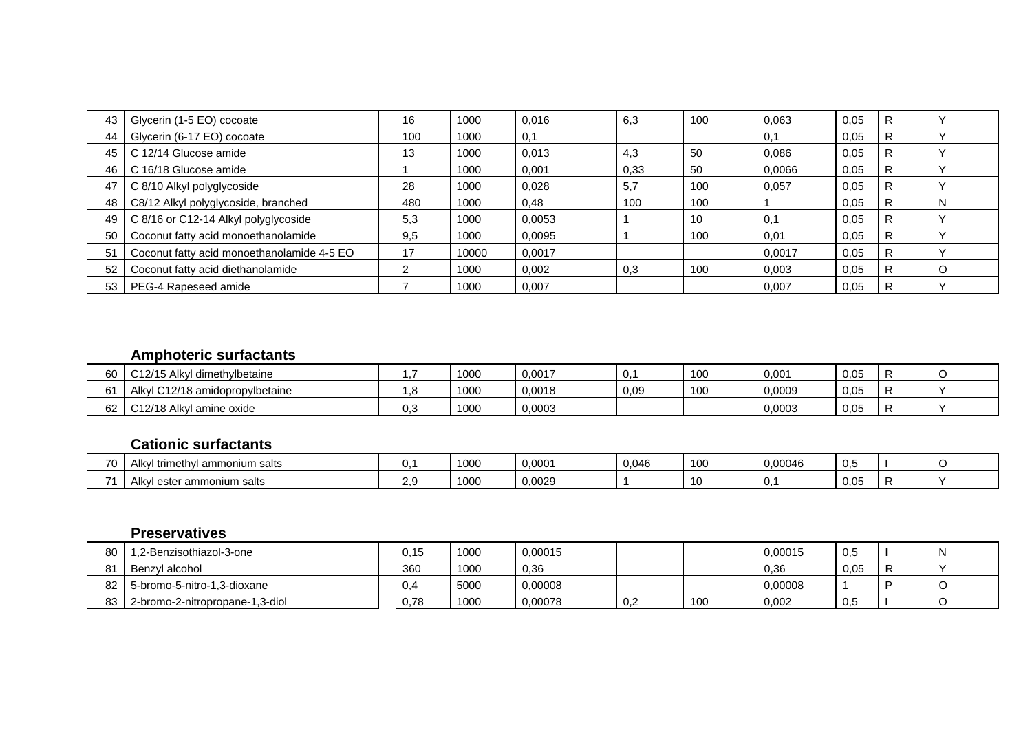| | | | | | | | | | | | |
|---|---|---|---|---|---|---|---|---|---|---|---|
| 43 | Glycerin (1-5 EO) cocoate | | 16 | 1000 | 0,016 | 6,3 | 100 | 0,063 | 0,05 | R | Y |
| 44 | Glycerin (6-17 EO) cocoate | | 100 | 1000 | 0,1 | | | 0,1 | 0,05 | R | Y |
| 45 | C 12/14 Glucose amide | | 13 | 1000 | 0,013 | 4,3 | 50 | 0,086 | 0,05 | R | Y |
| 46 | C 16/18 Glucose amide | | 1 | 1000 | 0,001 | 0,33 | 50 | 0,0066 | 0,05 | R | Y |
| 47 | C 8/10 Alkyl polyglycoside | | 28 | 1000 | 0,028 | 5,7 | 100 | 0,057 | 0,05 | R | Y |
| 48 | C8/12 Alkyl polyglycoside, branched | | 480 | 1000 | 0,48 | 100 | 100 | 1 | 0,05 | R | N |
| 49 | C 8/16 or C12-14 Alkyl polyglycoside | | 5,3 | 1000 | 0,0053 | 1 | 10 | 0,1 | 0,05 | R | Y |
| 50 | Coconut fatty acid monoethanolamide | | 9,5 | 1000 | 0,0095 | 1 | 100 | 0,01 | 0,05 | R | Y |
| 51 | Coconut fatty acid monoethanolamide 4-5 EO | | 17 | 10000 | 0,0017 | | | 0,0017 | 0,05 | R | Y |
| 52 | Coconut fatty acid diethanolamide | | 2 | 1000 | 0,002 | 0,3 | 100 | 0,003 | 0,05 | R | O |
| 53 | PEG-4 Rapeseed amide | | 7 | 1000 | 0,007 | | | 0,007 | 0,05 | R | Y |

**Amphoteric surfactants**

| | | | | | | | | | | | |
|---|---|---|---|---|---|---|---|---|---|---|---|
| 60 | C12/15 Alkyl dimethylbetaine | | 1,7 | 1000 | 0,0017 | 0,1 | 100 | 0,001 | 0,05 | R | O |
| 61 | Alkyl C12/18 amidopropylbetaine | | 1,8 | 1000 | 0,0018 | 0,09 | 100 | 0,0009 | 0,05 | R | Y |
| 62 | C12/18 Alkyl amine oxide | | 0,3 | 1000 | 0,0003 | | | 0,0003 | 0,05 | R | Y |

**Cationic surfactants**

| | | | | | | | | | | | |
|---|---|---|---|---|---|---|---|---|---|---|---|
| 70 | Alkyl trimethyl ammonium salts | | 0,1 | 1000 | 0,0001 | 0,046 | 100 | 0,00046 | 0,5 | I | O |
| 71 | Alkyl ester ammonium salts | | 2,9 | 1000 | 0,0029 | 1 | 10 | 0,1 | 0,05 | R | Y |

**Preservatives**

| | | | | | | | | | | | |
|---|---|---|---|---|---|---|---|---|---|---|---|
| 80 | 1,2-Benzisothiazol-3-one | | 0,15 | 1000 | 0,00015 | | | 0,00015 | 0,5 | I | N |
| 81 | Benzyl alcohol | | 360 | 1000 | 0,36 | | | 0,36 | 0,05 | R | Y |
| 82 | 5-bromo-5-nitro-1,3-dioxane | | 0,4 | 5000 | 0,00008 | | | 0,00008 | 1 | P | O |
| 83 | 2-bromo-2-nitropropane-1,3-diol | | 0,78 | 1000 | 0,00078 | 0,2 | 100 | 0,002 | 0,5 | I | O |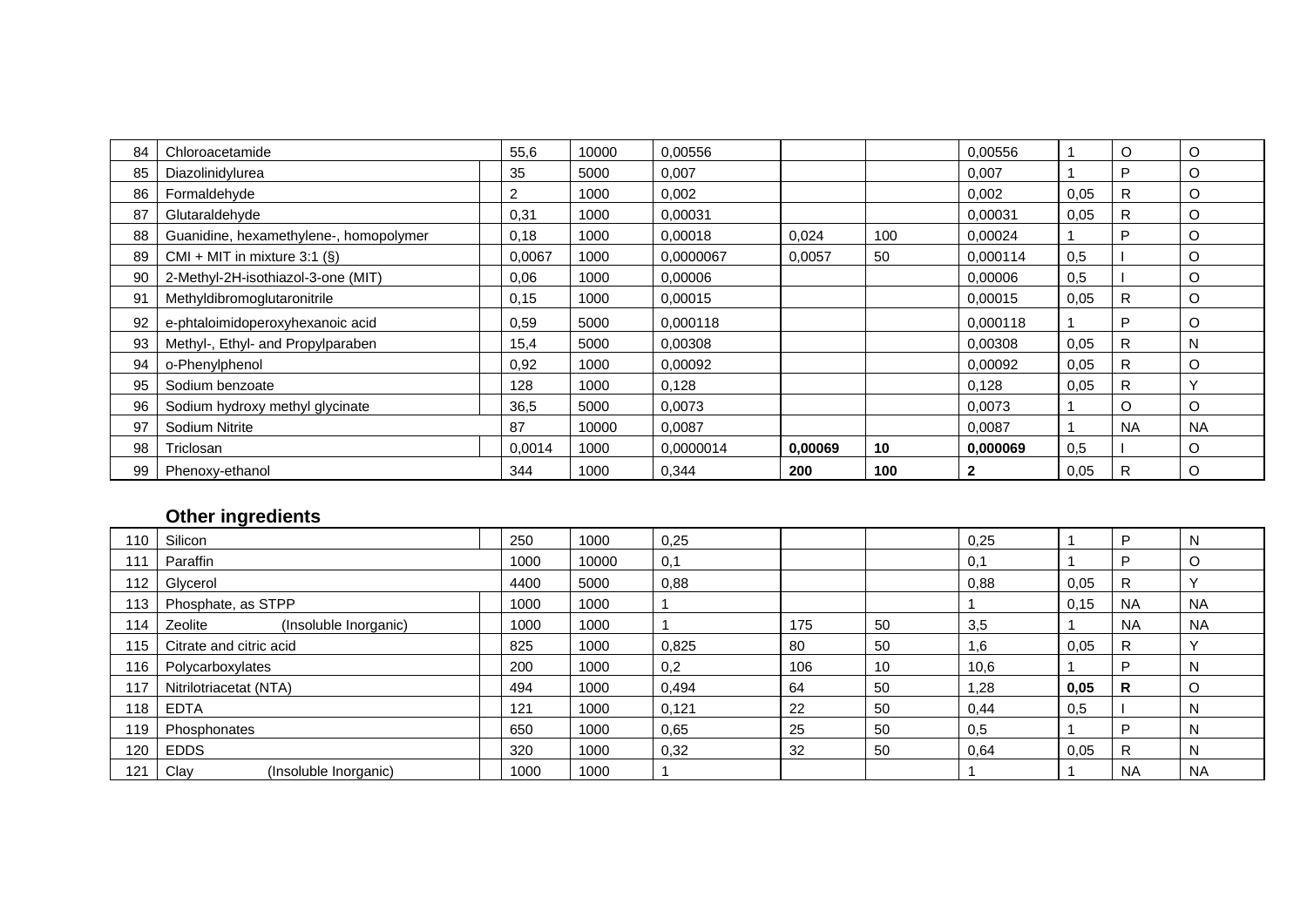| | | | | | | | | | | | |
|---|---|---|---|---|---|---|---|---|---|---|---|
| 84 | Chloroacetamide | | 55,6 | 10000 | 0,00556 | | | 0,00556 | 1 | O | O |
| 85 | Diazolinidylurea | | 35 | 5000 | 0,007 | | | 0,007 | 1 | P | O |
| 86 | Formaldehyde | | 2 | 1000 | 0,002 | | | 0,002 | 0,05 | R | O |
| 87 | Glutaraldehyde | | 0,31 | 1000 | 0,00031 | | | 0,00031 | 0,05 | R | O |
| 88 | Guanidine, hexamethylene-, homopolymer | | 0,18 | 1000 | 0,00018 | 0,024 | 100 | 0,00024 | 1 | P | O |
| 89 | CMI + MIT in mixture 3:1 (§) | | 0,0067 | 1000 | 0,0000067 | 0,0057 | 50 | 0,000114 | 0,5 | I | O |
| 90 | 2-Methyl-2H-isothiazol-3-one (MIT) | | 0,06 | 1000 | 0,00006 | | | 0,00006 | 0,5 | I | O |
| 91 | Methyldibromoglutaronitrile | | 0,15 | 1000 | 0,00015 | | | 0,00015 | 0,05 | R | O |
| 92 | e-phtaloimidoperoxyhexanoic acid | | 0,59 | 5000 | 0,000118 | | | 0,000118 | 1 | P | O |
| 93 | Methyl-, Ethyl- and Propylparaben | | 15,4 | 5000 | 0,00308 | | | 0,00308 | 0,05 | R | N |
| 94 | o-Phenylphenol | | 0,92 | 1000 | 0,00092 | | | 0,00092 | 0,05 | R | O |
| 95 | Sodium benzoate | | 128 | 1000 | 0,128 | | | 0,128 | 0,05 | R | Y |
| 96 | Sodium hydroxy methyl glycinate | | 36,5 | 5000 | 0,0073 | | | 0,0073 | 1 | O | O |
| 97 | Sodium Nitrite | | 87 | 10000 | 0,0087 | | | 0,0087 | 1 | NA | NA |
| 98 | Triclosan | | 0,0014 | 1000 | 0,0000014 | **0,00069** | **10** | **0,000069** | 0,5 | I | O |
| 99 | Phenoxy-ethanol | | 344 | 1000 | 0,344 | **200** | **100** | **2** | 0,05 | R | O |

### Other ingredients

| | | | | | | | | | | | |
|---|---|---|---|---|---|---|---|---|---|---|---|
| 110 | Silicon | | 250 | 1000 | 0,25 | | | 0,25 | 1 | P | N |
| 111 | Paraffin | | 1000 | 10000 | 0,1 | | | 0,1 | 1 | P | O |
| 112 | Glycerol | | 4400 | 5000 | 0,88 | | | 0,88 | 0,05 | R | Y |
| 113 | Phosphate, as STPP | | 1000 | 1000 | 1 | | | 1 | 0,15 | NA | NA |
| 114 | Zeolite (Insoluble Inorganic) | | 1000 | 1000 | 1 | 175 | 50 | 3,5 | 1 | NA | NA |
| 115 | Citrate and citric acid | | 825 | 1000 | 0,825 | 80 | 50 | 1,6 | 0,05 | R | Y |
| 116 | Polycarboxylates | | 200 | 1000 | 0,2 | 106 | 10 | 10,6 | 1 | P | N |
| 117 | Nitrilotriacetat (NTA) | | 494 | 1000 | 0,494 | 64 | 50 | 1,28 | **0,05** | **R** | O |
| 118 | EDTA | | 121 | 1000 | 0,121 | 22 | 50 | 0,44 | 0,5 | I | N |
| 119 | Phosphonates | | 650 | 1000 | 0,65 | 25 | 50 | 0,5 | 1 | P | N |
| 120 | EDDS | | 320 | 1000 | 0,32 | 32 | 50 | 0,64 | 0,05 | R | N |
| 121 | Clay (Insoluble Inorganic) | | 1000 | 1000 | 1 | | | 1 | 1 | NA | NA |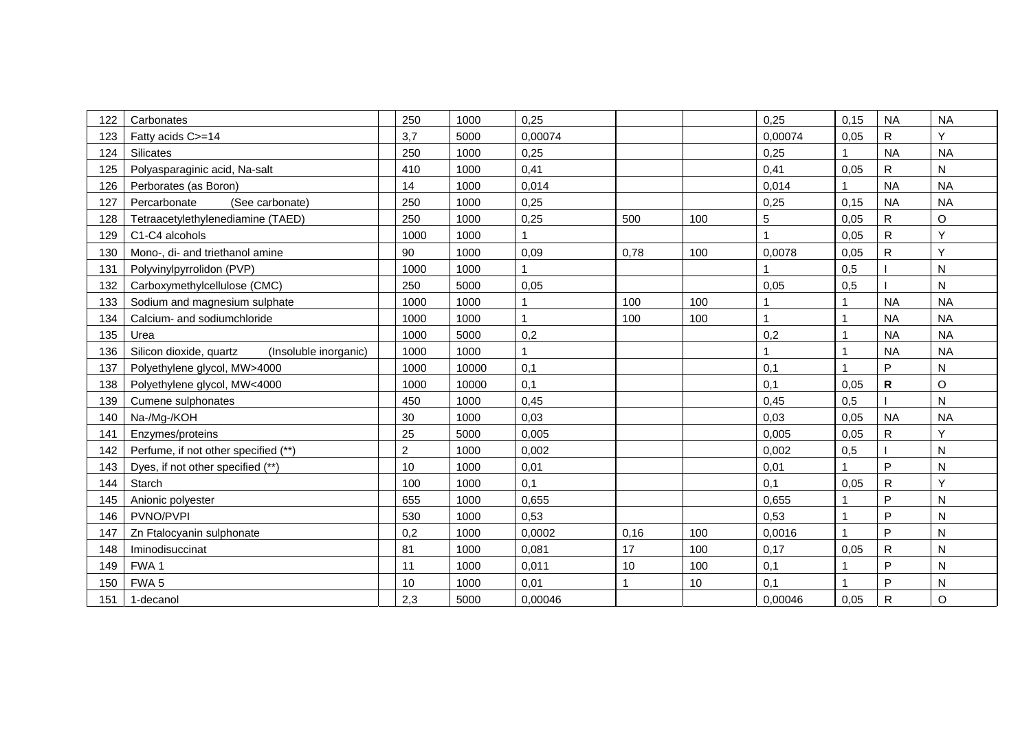| 122 | Carbonates | | 250 | 1000 | 0,25 | | | 0,25 | 0,15 | NA | NA |
|---|---|---|---|---|---|---|---|---|---|---|---|
| 123 | Fatty acids C>=14 | | 3,7 | 5000 | 0,00074 | | | 0,00074 | 0,05 | R | Y |
| 124 | Silicates | | 250 | 1000 | 0,25 | | | 0,25 | 1 | NA | NA |
| 125 | Polyasparaginic acid, Na-salt | | 410 | 1000 | 0,41 | | | 0,41 | 0,05 | R | N |
| 126 | Perborates (as Boron) | | 14 | 1000 | 0,014 | | | 0,014 | 1 | NA | NA |
| 127 | Percarbonate (See carbonate) | | 250 | 1000 | 0,25 | | | 0,25 | 0,15 | NA | NA |
| 128 | Tetraacetylethylenediamine (TAED) | | 250 | 1000 | 0,25 | 500 | 100 | 5 | 0,05 | R | O |
| 129 | C1-C4 alcohols | | 1000 | 1000 | 1 | | | 1 | 0,05 | R | Y |
| 130 | Mono-, di- and triethanol amine | | 90 | 1000 | 0,09 | 0,78 | 100 | 0,0078 | 0,05 | R | Y |
| 131 | Polyvinylpyrrolidon (PVP) | | 1000 | 1000 | 1 | | | 1 | 0,5 | I | N |
| 132 | Carboxymethylcellulose (CMC) | | 250 | 5000 | 0,05 | | | 0,05 | 0,5 | I | N |
| 133 | Sodium and magnesium sulphate | | 1000 | 1000 | 1 | 100 | 100 | 1 | 1 | NA | NA |
| 134 | Calcium- and sodiumchloride | | 1000 | 1000 | 1 | 100 | 100 | 1 | 1 | NA | NA |
| 135 | Urea | | 1000 | 5000 | 0,2 | | | 0,2 | 1 | NA | NA |
| 136 | Silicon dioxide, quartz (Insoluble inorganic) | | 1000 | 1000 | 1 | | | 1 | 1 | NA | NA |
| 137 | Polyethylene glycol, MW>4000 | | 1000 | 10000 | 0,1 | | | 0,1 | 1 | P | N |
| 138 | Polyethylene glycol, MW<4000 | | 1000 | 10000 | 0,1 | | | 0,1 | 0,05 | **R** | O |
| 139 | Cumene sulphonates | | 450 | 1000 | 0,45 | | | 0,45 | 0,5 | I | N |
| 140 | Na-/Mg-/KOH | | 30 | 1000 | 0,03 | | | 0,03 | 0,05 | NA | NA |
| 141 | Enzymes/proteins | | 25 | 5000 | 0,005 | | | 0,005 | 0,05 | R | Y |
| 142 | Perfume, if not other specified (**) | | 2 | 1000 | 0,002 | | | 0,002 | 0,5 | I | N |
| 143 | Dyes, if not other specified (**) | | 10 | 1000 | 0,01 | | | 0,01 | 1 | P | N |
| 144 | Starch | | 100 | 1000 | 0,1 | | | 0,1 | 0,05 | R | Y |
| 145 | Anionic polyester | | 655 | 1000 | 0,655 | | | 0,655 | 1 | P | N |
| 146 | PVNO/PVPI | | 530 | 1000 | 0,53 | | | 0,53 | 1 | P | N |
| 147 | Zn Ftalocyanin sulphonate | | 0,2 | 1000 | 0,0002 | 0,16 | 100 | 0,0016 | 1 | P | N |
| 148 | Iminodisuccinat | | 81 | 1000 | 0,081 | 17 | 100 | 0,17 | 0,05 | R | N |
| 149 | FWA 1 | | 11 | 1000 | 0,011 | 10 | 100 | 0,1 | 1 | P | N |
| 150 | FWA 5 | | 10 | 1000 | 0,01 | 1 | 10 | 0,1 | 1 | P | N |
| 151 | 1-decanol | | 2,3 | 5000 | 0,00046 | | | 0,00046 | 0,05 | R | O |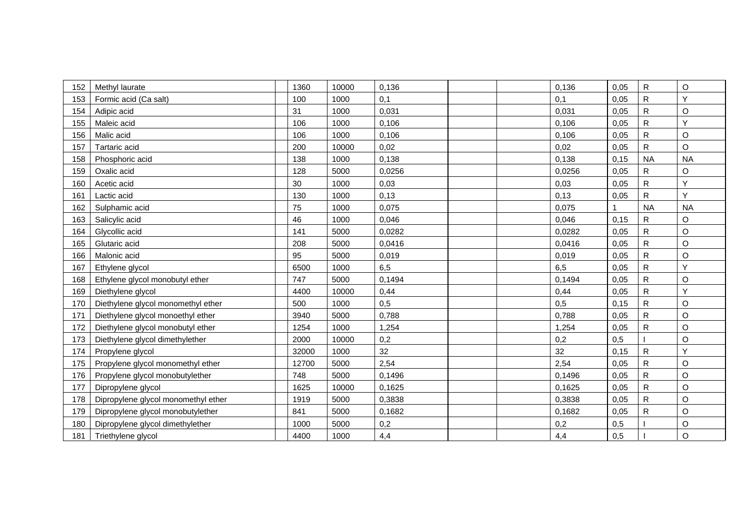| 152 | Methyl laurate | | 1360 | 10000 | 0,136 | | | 0,136 | 0,05 | R | O |
|---|---|---|---|---|---|---|---|---|---|---|---|
| 153 | Formic acid (Ca salt) | | 100 | 1000 | 0,1 | | | 0,1 | 0,05 | R | Y |
| 154 | Adipic acid | | 31 | 1000 | 0,031 | | | 0,031 | 0,05 | R | O |
| 155 | Maleic acid | | 106 | 1000 | 0,106 | | | 0,106 | 0,05 | R | Y |
| 156 | Malic acid | | 106 | 1000 | 0,106 | | | 0,106 | 0,05 | R | O |
| 157 | Tartaric acid | | 200 | 10000 | 0,02 | | | 0,02 | 0,05 | R | O |
| 158 | Phosphoric acid | | 138 | 1000 | 0,138 | | | 0,138 | 0,15 | NA | NA |
| 159 | Oxalic acid | | 128 | 5000 | 0,0256 | | | 0,0256 | 0,05 | R | O |
| 160 | Acetic acid | | 30 | 1000 | 0,03 | | | 0,03 | 0,05 | R | Y |
| 161 | Lactic acid | | 130 | 1000 | 0,13 | | | 0,13 | 0,05 | R | Y |
| 162 | Sulphamic acid | | 75 | 1000 | 0,075 | | | 0,075 | 1 | NA | NA |
| 163 | Salicylic acid | | 46 | 1000 | 0,046 | | | 0,046 | 0,15 | R | O |
| 164 | Glycollic acid | | 141 | 5000 | 0,0282 | | | 0,0282 | 0,05 | R | O |
| 165 | Glutaric acid | | 208 | 5000 | 0,0416 | | | 0,0416 | 0,05 | R | O |
| 166 | Malonic acid | | 95 | 5000 | 0,019 | | | 0,019 | 0,05 | R | O |
| 167 | Ethylene glycol | | 6500 | 1000 | 6,5 | | | 6,5 | 0,05 | R | Y |
| 168 | Ethylene glycol monobutyl ether | | 747 | 5000 | 0,1494 | | | 0,1494 | 0,05 | R | O |
| 169 | Diethylene glycol | | 4400 | 10000 | 0,44 | | | 0,44 | 0,05 | R | Y |
| 170 | Diethylene glycol monomethyl ether | | 500 | 1000 | 0,5 | | | 0,5 | 0,15 | R | O |
| 171 | Diethylene glycol monoethyl ether | | 3940 | 5000 | 0,788 | | | 0,788 | 0,05 | R | O |
| 172 | Diethylene glycol monobutyl ether | | 1254 | 1000 | 1,254 | | | 1,254 | 0,05 | R | O |
| 173 | Diethylene glycol dimethylether | | 2000 | 10000 | 0,2 | | | 0,2 | 0,5 | I | O |
| 174 | Propylene glycol | | 32000 | 1000 | 32 | | | 32 | 0,15 | R | Y |
| 175 | Propylene glycol monomethyl ether | | 12700 | 5000 | 2,54 | | | 2,54 | 0,05 | R | O |
| 176 | Propylene glycol monobutylether | | 748 | 5000 | 0,1496 | | | 0,1496 | 0,05 | R | O |
| 177 | Dipropylene glycol | | 1625 | 10000 | 0,1625 | | | 0,1625 | 0,05 | R | O |
| 178 | Dipropylene glycol monomethyl ether | | 1919 | 5000 | 0,3838 | | | 0,3838 | 0,05 | R | O |
| 179 | Dipropylene glycol monobutylether | | 841 | 5000 | 0,1682 | | | 0,1682 | 0,05 | R | O |
| 180 | Dipropylene glycol dimethylether | | 1000 | 5000 | 0,2 | | | 0,2 | 0,5 | I | O |
| 181 | Triethylene glycol | | 4400 | 1000 | 4,4 | | | 4,4 | 0,5 | I | O |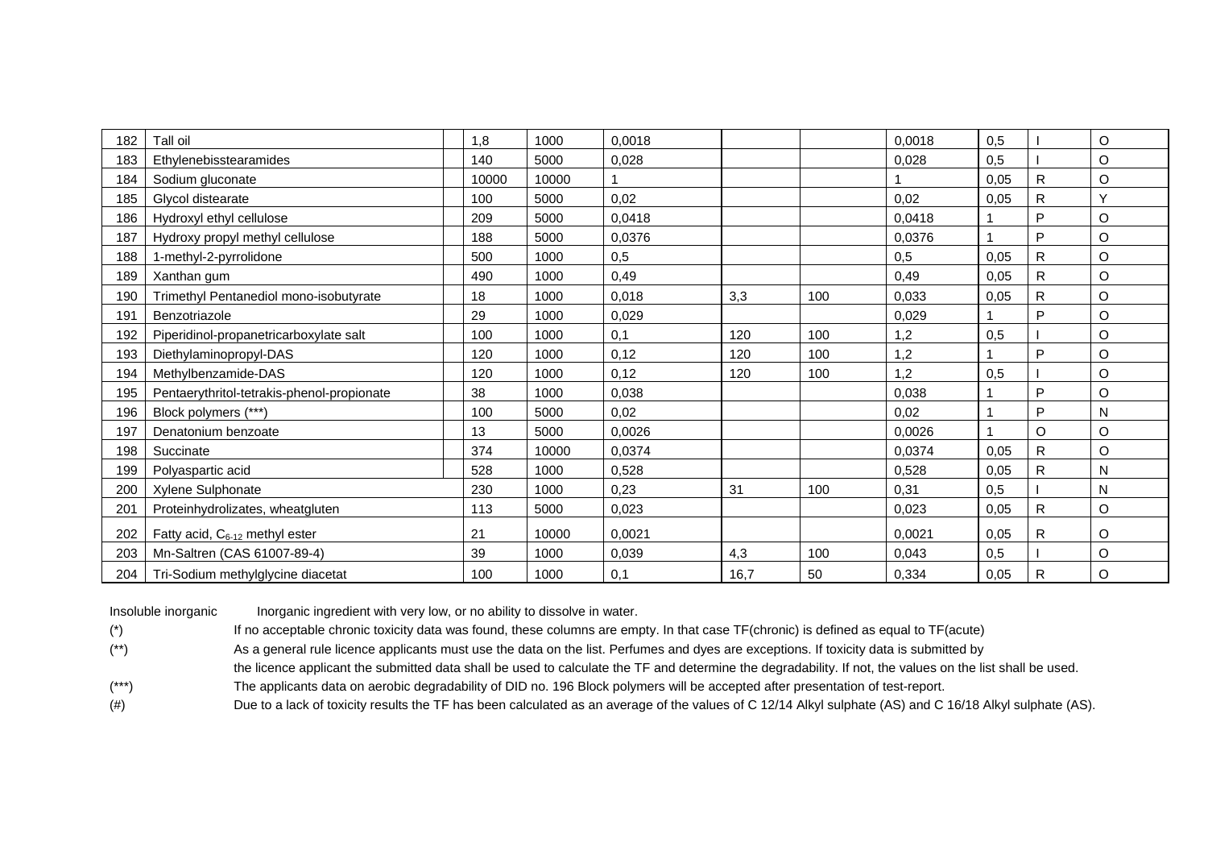| | | | | | | | | | | |
|---|---|---|---|---|---|---|---|---|---|---|
| 182 | Tall oil | 1,8 | 1000 | 0,0018 | | | 0,0018 | 0,5 | I | O |
| 183 | Ethylenebisstearamides | 140 | 5000 | 0,028 | | | 0,028 | 0,5 | I | O |
| 184 | Sodium gluconate | 10000 | 10000 | 1 | | | 1 | 0,05 | R | O |
| 185 | Glycol distearate | 100 | 5000 | 0,02 | | | 0,02 | 0,05 | R | Y |
| 186 | Hydroxyl ethyl cellulose | 209 | 5000 | 0,0418 | | | 0,0418 | 1 | P | O |
| 187 | Hydroxy propyl methyl cellulose | 188 | 5000 | 0,0376 | | | 0,0376 | 1 | P | O |
| 188 | 1-methyl-2-pyrrolidone | 500 | 1000 | 0,5 | | | 0,5 | 0,05 | R | O |
| 189 | Xanthan gum | 490 | 1000 | 0,49 | | | 0,49 | 0,05 | R | O |
| 190 | Trimethyl Pentanediol mono-isobutyrate | 18 | 1000 | 0,018 | 3,3 | 100 | 0,033 | 0,05 | R | O |
| 191 | Benzotriazole | 29 | 1000 | 0,029 | | | 0,029 | 1 | P | O |
| 192 | Piperidinol-propanetricarboxylate salt | 100 | 1000 | 0,1 | 120 | 100 | 1,2 | 0,5 | I | O |
| 193 | Diethylaminopropyl-DAS | 120 | 1000 | 0,12 | 120 | 100 | 1,2 | 1 | P | O |
| 194 | Methylbenzamide-DAS | 120 | 1000 | 0,12 | 120 | 100 | 1,2 | 0,5 | I | O |
| 195 | Pentaerythritol-tetrakis-phenol-propionate | 38 | 1000 | 0,038 | | | 0,038 | 1 | P | O |
| 196 | Block polymers (***) | 100 | 5000 | 0,02 | | | 0,02 | 1 | P | N |
| 197 | Denatonium benzoate | 13 | 5000 | 0,0026 | | | 0,0026 | 1 | O | O |
| 198 | Succinate | 374 | 10000 | 0,0374 | | | 0,0374 | 0,05 | R | O |
| 199 | Polyaspartic acid | 528 | 1000 | 0,528 | | | 0,528 | 0,05 | R | N |
| 200 | Xylene Sulphonate | 230 | 1000 | 0,23 | 31 | 100 | 0,31 | 0,5 | I | N |
| 201 | Proteinhydrolizates, wheatgluten | 113 | 5000 | 0,023 | | | 0,023 | 0,05 | R | O |
| 202 | Fatty acid, $C_{6-12}$ methyl ester | 21 | 10000 | 0,0021 | | | 0,0021 | 0,05 | R | O |
| 203 | Mn-Saltren (CAS 61007-89-4) | 39 | 1000 | 0,039 | 4,3 | 100 | 0,043 | 0,5 | I | O |
| 204 | Tri-Sodium methylglycine diacetat | 100 | 1000 | 0,1 | 16,7 | 50 | 0,334 | 0,05 | R | O |

Insoluble inorganic — Inorganic ingredient with very low, or no ability to dissolve in water.

(*) If no acceptable chronic toxicity data was found, these columns are empty. In that case TF(chronic) is defined as equal to TF(acute)

(**) As a general rule licence applicants must use the data on the list. Perfumes and dyes are exceptions. If toxicity data is submitted by the licence applicant the submitted data shall be used to calculate the TF and determine the degradability. If not, the values on the list shall be used.

(***) The applicants data on aerobic degradability of DID no. 196 Block polymers will be accepted after presentation of test-report.

(#) Due to a lack of toxicity results the TF has been calculated as an average of the values of C 12/14 Alkyl sulphate (AS) and C 16/18 Alkyl sulphate (AS).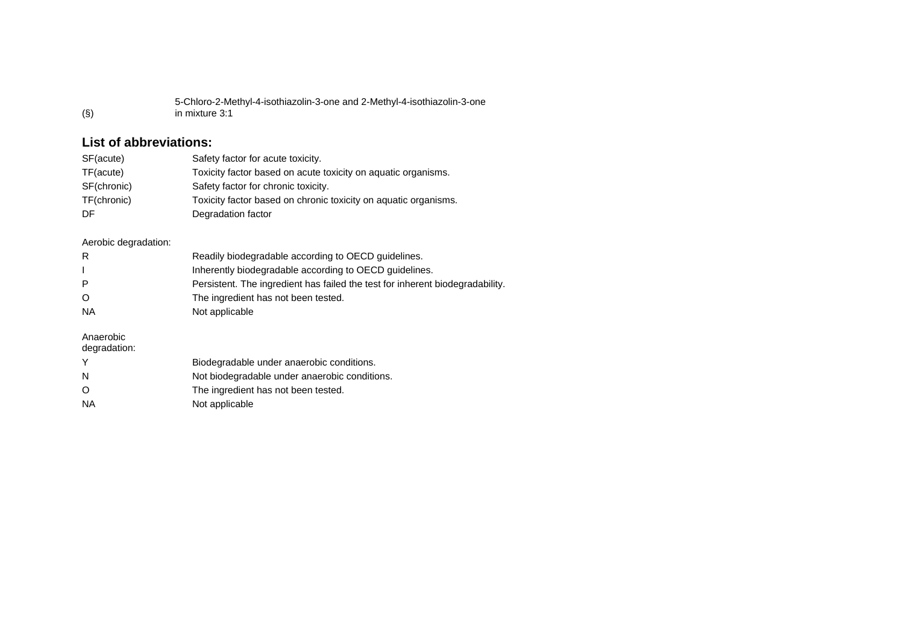| | |
|---|---|
| (§) | 5-Chloro-2-Methyl-4-isothiazolin-3-one and 2-Methyl-4-isothiazolin-3-one in mixture 3:1 |

## List of abbreviations:

| | |
|---|---|
| SF(acute) | Safety factor for acute toxicity. |
| TF(acute) | Toxicity factor based on acute toxicity on aquatic organisms. |
| SF(chronic) | Safety factor for chronic toxicity. |
| TF(chronic) | Toxicity factor based on chronic toxicity on aquatic organisms. |
| DF | Degradation factor |

Aerobic degradation:

| | |
|---|---|
| R | Readily biodegradable according to OECD guidelines. |
| I | Inherently biodegradable according to OECD guidelines. |
| P | Persistent. The ingredient has failed the test for inherent biodegradability. |
| O | The ingredient has not been tested. |
| NA | Not applicable |

Anaerobic degradation:

| | |
|---|---|
| Y | Biodegradable under anaerobic conditions. |
| N | Not biodegradable under anaerobic conditions. |
| O | The ingredient has not been tested. |
| NA | Not applicable |